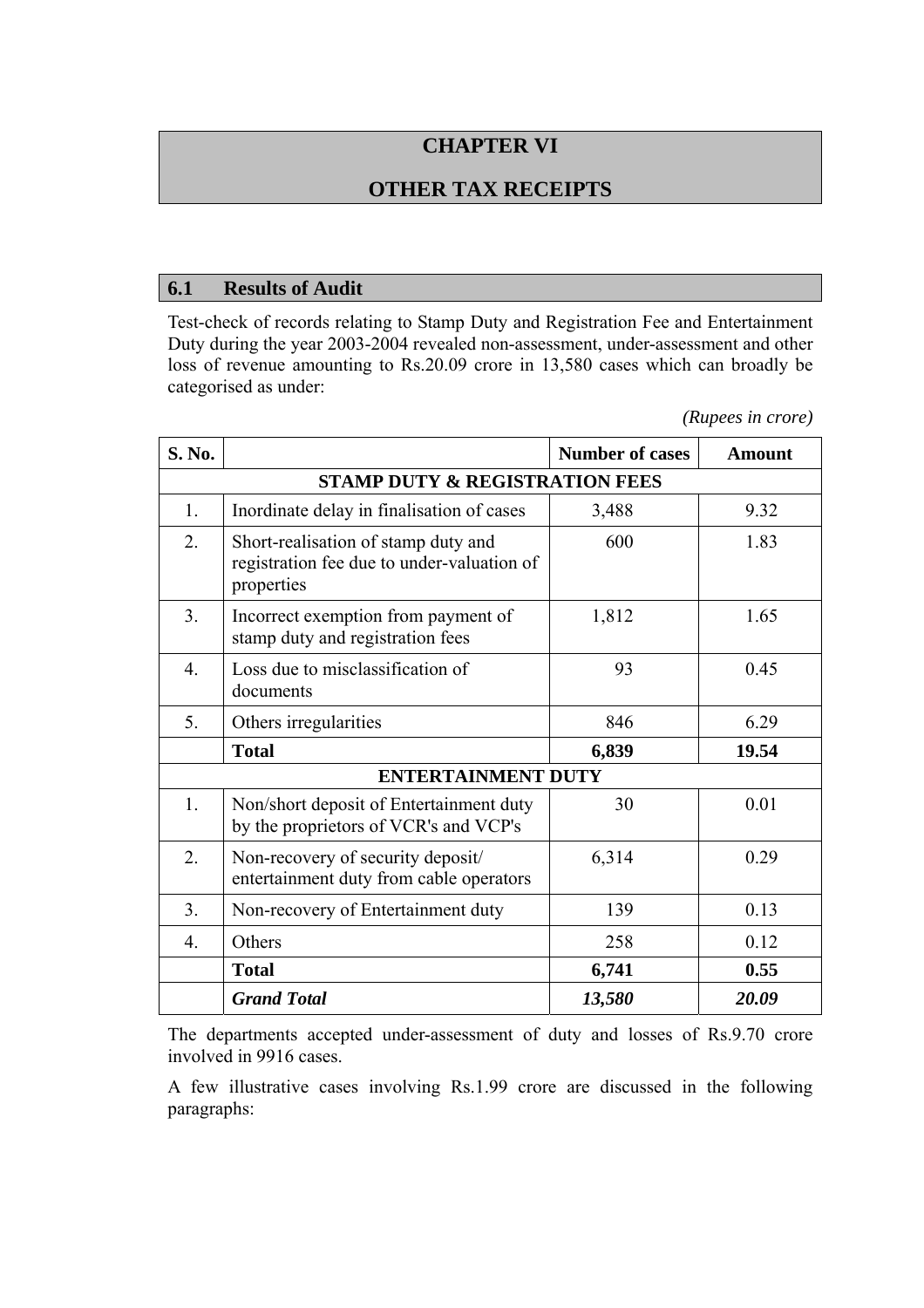# CHAPTER VI

# OTHER TAX RECEIPTS

## 6.1 Results of Audit

Test-check of records relating to Stamp Duty and Registration Fee and Entertainment Duty during the year 2003-2004 revealed non-assessment, under-assessment and other loss of revenue amounting to Rs.20.09 crore in 13,580 cases which can broadly be categorised as under:

*(Rupees in crore)*

| S. No. | | Number of cases | Amount |
|---|---|---|---|
| **STAMP DUTY & REGISTRATION FEES** | | | |
| 1. | Inordinate delay in finalisation of cases | 3,488 | 9.32 |
| 2. | Short-realisation of stamp duty and registration fee due to under-valuation of properties | 600 | 1.83 |
| 3. | Incorrect exemption from payment of stamp duty and registration fees | 1,812 | 1.65 |
| 4. | Loss due to misclassification of documents | 93 | 0.45 |
| 5. | Others irregularities | 846 | 6.29 |
| | **Total** | **6,839** | **19.54** |
| **ENTERTAINMENT DUTY** | | | |
| 1. | Non/short deposit of Entertainment duty by the proprietors of VCR's and VCP's | 30 | 0.01 |
| 2. | Non-recovery of security deposit/ entertainment duty from cable operators | 6,314 | 0.29 |
| 3. | Non-recovery of Entertainment duty | 139 | 0.13 |
| 4. | Others | 258 | 0.12 |
| | **Total** | **6,741** | **0.55** |
| | ***Grand Total*** | ***13,580*** | ***20.09*** |

The departments accepted under-assessment of duty and losses of Rs.9.70 crore involved in 9916 cases.

A few illustrative cases involving Rs.1.99 crore are discussed in the following paragraphs: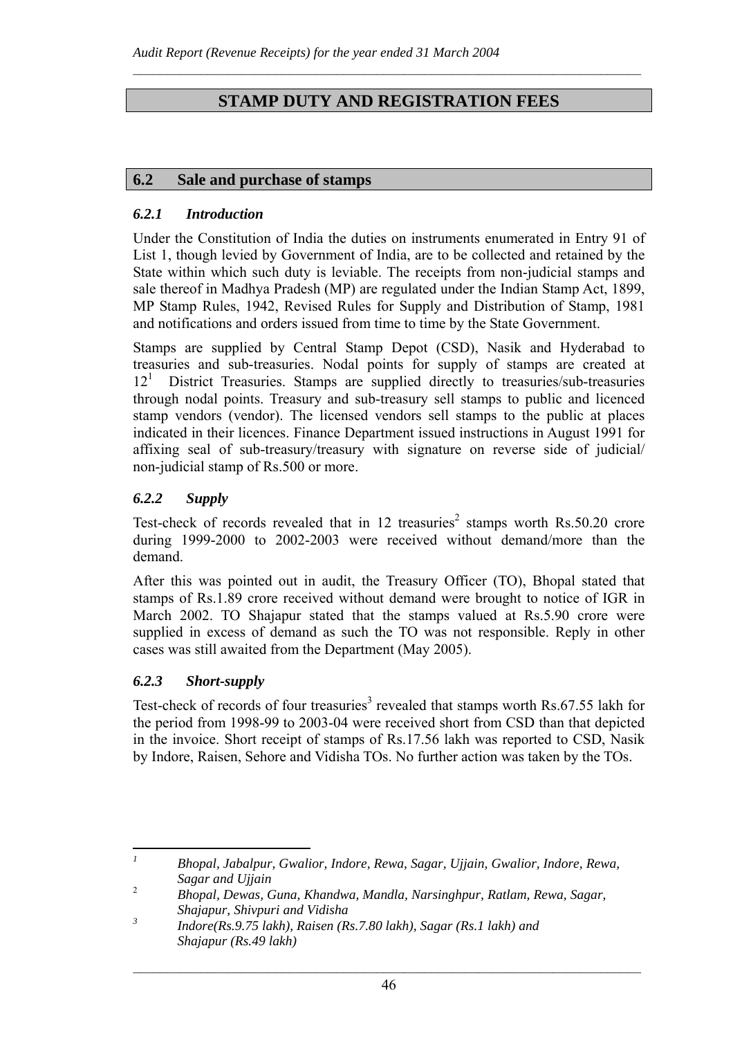# STAMP DUTY AND REGISTRATION FEES

## 6.2 Sale and purchase of stamps

### *6.2.1 Introduction*

Under the Constitution of India the duties on instruments enumerated in Entry 91 of List 1, though levied by Government of India, are to be collected and retained by the State within which such duty is leviable. The receipts from non-judicial stamps and sale thereof in Madhya Pradesh (MP) are regulated under the Indian Stamp Act, 1899, MP Stamp Rules, 1942, Revised Rules for Supply and Distribution of Stamp, 1981 and notifications and orders issued from time to time by the State Government.

Stamps are supplied by Central Stamp Depot (CSD), Nasik and Hyderabad to treasuries and sub-treasuries. Nodal points for supply of stamps are created at 12[1] District Treasuries. Stamps are supplied directly to treasuries/sub-treasuries through nodal points. Treasury and sub-treasury sell stamps to public and licenced stamp vendors (vendor). The licensed vendors sell stamps to the public at places indicated in their licences. Finance Department issued instructions in August 1991 for affixing seal of sub-treasury/treasury with signature on reverse side of judicial/ non-judicial stamp of Rs.500 or more.

### *6.2.2 Supply*

Test-check of records revealed that in 12 treasuries[2] stamps worth Rs.50.20 crore during 1999-2000 to 2002-2003 were received without demand/more than the demand.

After this was pointed out in audit, the Treasury Officer (TO), Bhopal stated that stamps of Rs.1.89 crore received without demand were brought to notice of IGR in March 2002. TO Shajapur stated that the stamps valued at Rs.5.90 crore were supplied in excess of demand as such the TO was not responsible. Reply in other cases was still awaited from the Department (May 2005).

### *6.2.3 Short-supply*

Test-check of records of four treasuries[3] revealed that stamps worth Rs.67.55 lakh for the period from 1998-99 to 2003-04 were received short from CSD than that depicted in the invoice. Short receipt of stamps of Rs.17.56 lakh was reported to CSD, Nasik by Indore, Raisen, Sehore and Vidisha TOs. No further action was taken by the TOs.

---

[1] *Bhopal, Jabalpur, Gwalior, Indore, Rewa, Sagar, Ujjain, Gwalior, Indore, Rewa, Sagar and Ujjain*

[2] *Bhopal, Dewas, Guna, Khandwa, Mandla, Narsinghpur, Ratlam, Rewa, Sagar, Shajapur, Shivpuri and Vidisha*

[3] *Indore(Rs.9.75 lakh), Raisen (Rs.7.80 lakh), Sagar (Rs.1 lakh) and Shajapur (Rs.49 lakh)*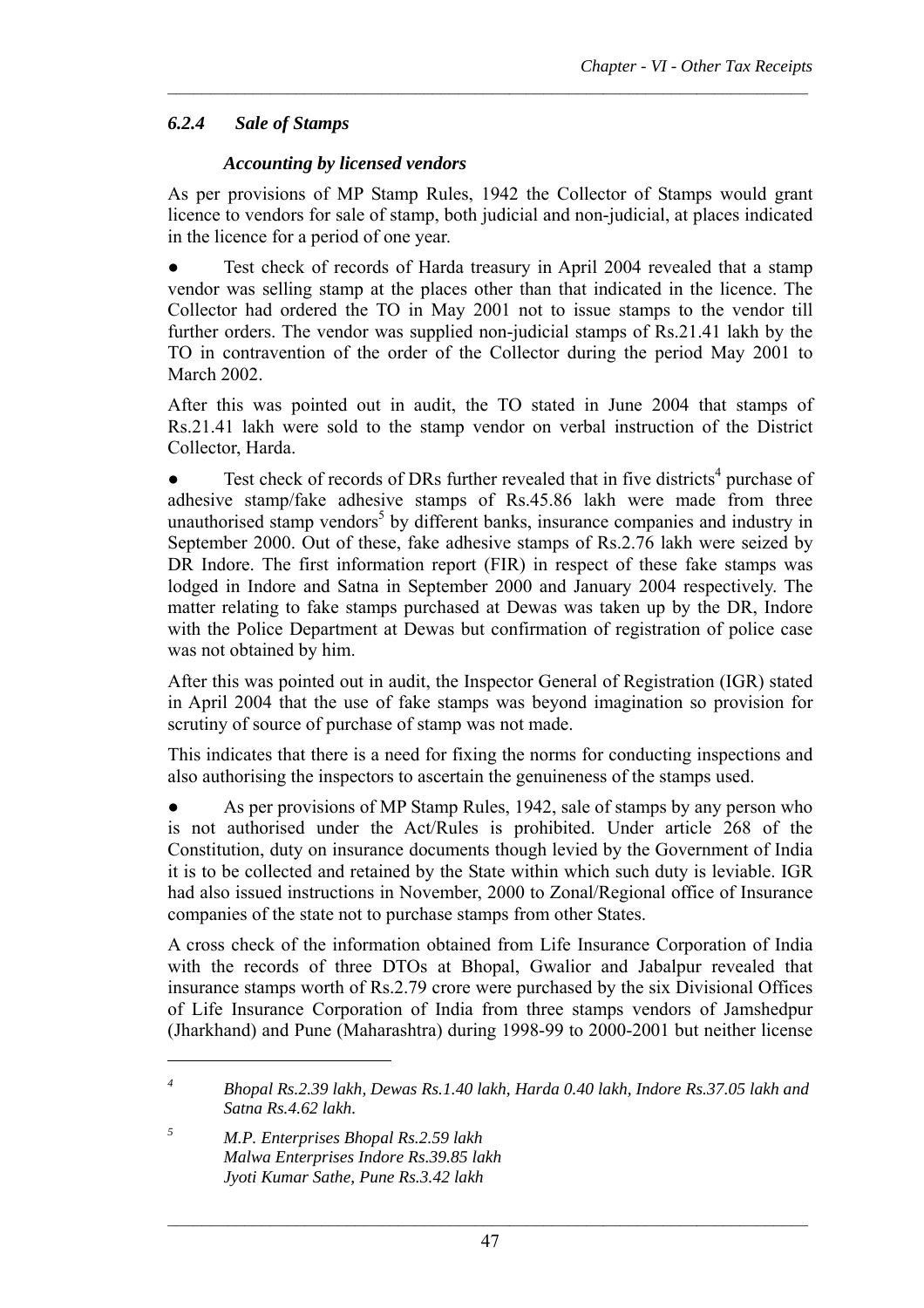### *6.2.4 Sale of Stamps*

***Accounting by licensed vendors***

As per provisions of MP Stamp Rules, 1942 the Collector of Stamps would grant licence to vendors for sale of stamp, both judicial and non-judicial, at places indicated in the licence for a period of one year.

- Test check of records of Harda treasury in April 2004 revealed that a stamp vendor was selling stamp at the places other than that indicated in the licence. The Collector had ordered the TO in May 2001 not to issue stamps to the vendor till further orders. The vendor was supplied non-judicial stamps of Rs.21.41 lakh by the TO in contravention of the order of the Collector during the period May 2001 to March 2002.

After this was pointed out in audit, the TO stated in June 2004 that stamps of Rs.21.41 lakh were sold to the stamp vendor on verbal instruction of the District Collector, Harda.

- Test check of records of DRs further revealed that in five districts[4] purchase of adhesive stamp/fake adhesive stamps of Rs.45.86 lakh were made from three unauthorised stamp vendors[5] by different banks, insurance companies and industry in September 2000. Out of these, fake adhesive stamps of Rs.2.76 lakh were seized by DR Indore. The first information report (FIR) in respect of these fake stamps was lodged in Indore and Satna in September 2000 and January 2004 respectively. The matter relating to fake stamps purchased at Dewas was taken up by the DR, Indore with the Police Department at Dewas but confirmation of registration of police case was not obtained by him.

After this was pointed out in audit, the Inspector General of Registration (IGR) stated in April 2004 that the use of fake stamps was beyond imagination so provision for scrutiny of source of purchase of stamp was not made.

This indicates that there is a need for fixing the norms for conducting inspections and also authorising the inspectors to ascertain the genuineness of the stamps used.

- As per provisions of MP Stamp Rules, 1942, sale of stamps by any person who is not authorised under the Act/Rules is prohibited. Under article 268 of the Constitution, duty on insurance documents though levied by the Government of India it is to be collected and retained by the State within which such duty is leviable. IGR had also issued instructions in November, 2000 to Zonal/Regional office of Insurance companies of the state not to purchase stamps from other States.

A cross check of the information obtained from Life Insurance Corporation of India with the records of three DTOs at Bhopal, Gwalior and Jabalpur revealed that insurance stamps worth of Rs.2.79 crore were purchased by the six Divisional Offices of Life Insurance Corporation of India from three stamps vendors of Jamshedpur (Jharkhand) and Pune (Maharashtra) during 1998-99 to 2000-2001 but neither license

---

[4] *Bhopal Rs.2.39 lakh, Dewas Rs.1.40 lakh, Harda 0.40 lakh, Indore Rs.37.05 lakh and Satna Rs.4.62 lakh.*

[5] *M.P. Enterprises Bhopal Rs.2.59 lakh*
*Malwa Enterprises Indore Rs.39.85 lakh*
*Jyoti Kumar Sathe, Pune Rs.3.42 lakh*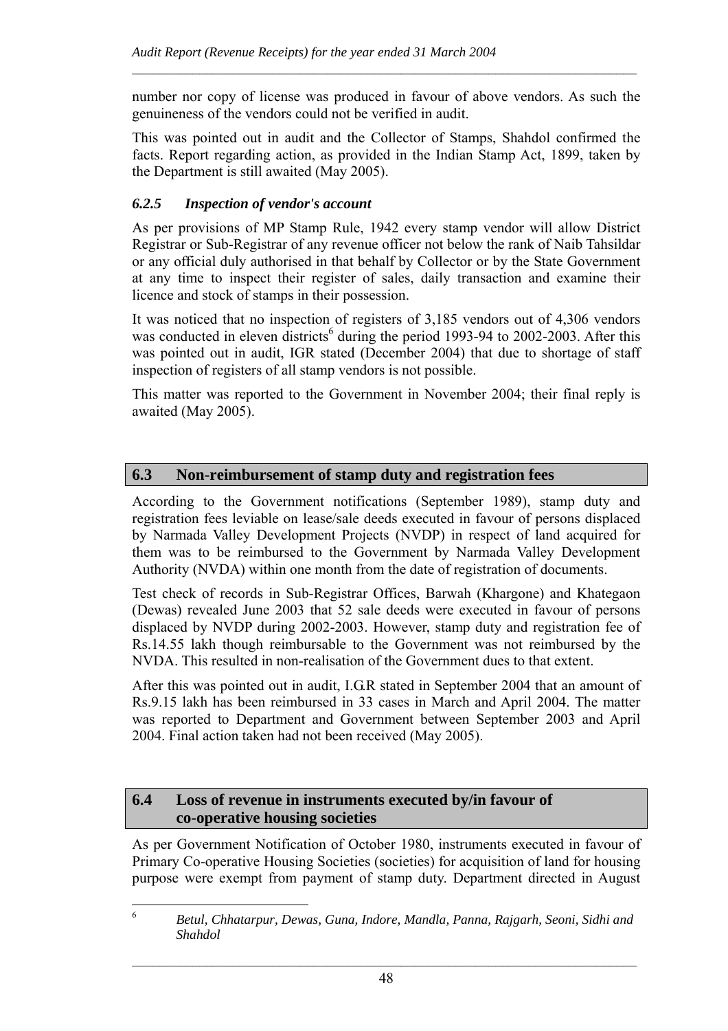number nor copy of license was produced in favour of above vendors. As such the genuineness of the vendors could not be verified in audit.

This was pointed out in audit and the Collector of Stamps, Shahdol confirmed the facts. Report regarding action, as provided in the Indian Stamp Act, 1899, taken by the Department is still awaited (May 2005).

### *6.2.5 Inspection of vendor's account*

As per provisions of MP Stamp Rule, 1942 every stamp vendor will allow District Registrar or Sub-Registrar of any revenue officer not below the rank of Naib Tahsildar or any official duly authorised in that behalf by Collector or by the State Government at any time to inspect their register of sales, daily transaction and examine their licence and stock of stamps in their possession.

It was noticed that no inspection of registers of 3,185 vendors out of 4,306 vendors was conducted in eleven districts[6] during the period 1993-94 to 2002-2003. After this was pointed out in audit, IGR stated (December 2004) that due to shortage of staff inspection of registers of all stamp vendors is not possible.

This matter was reported to the Government in November 2004; their final reply is awaited (May 2005).

## 6.3 Non-reimbursement of stamp duty and registration fees

According to the Government notifications (September 1989), stamp duty and registration fees leviable on lease/sale deeds executed in favour of persons displaced by Narmada Valley Development Projects (NVDP) in respect of land acquired for them was to be reimbursed to the Government by Narmada Valley Development Authority (NVDA) within one month from the date of registration of documents.

Test check of records in Sub-Registrar Offices, Barwah (Khargone) and Khategaon (Dewas) revealed June 2003 that 52 sale deeds were executed in favour of persons displaced by NVDP during 2002-2003. However, stamp duty and registration fee of Rs.14.55 lakh though reimbursable to the Government was not reimbursed by the NVDA. This resulted in non-realisation of the Government dues to that extent.

After this was pointed out in audit, I.G.R stated in September 2004 that an amount of Rs.9.15 lakh has been reimbursed in 33 cases in March and April 2004. The matter was reported to Department and Government between September 2003 and April 2004. Final action taken had not been received (May 2005).

## 6.4 Loss of revenue in instruments executed by/in favour of co-operative housing societies

As per Government Notification of October 1980, instruments executed in favour of Primary Co-operative Housing Societies (societies) for acquisition of land for housing purpose were exempt from payment of stamp duty. Department directed in August

---

[6] *Betul, Chhatarpur, Dewas, Guna, Indore, Mandla, Panna, Rajgarh, Seoni, Sidhi and Shahdol*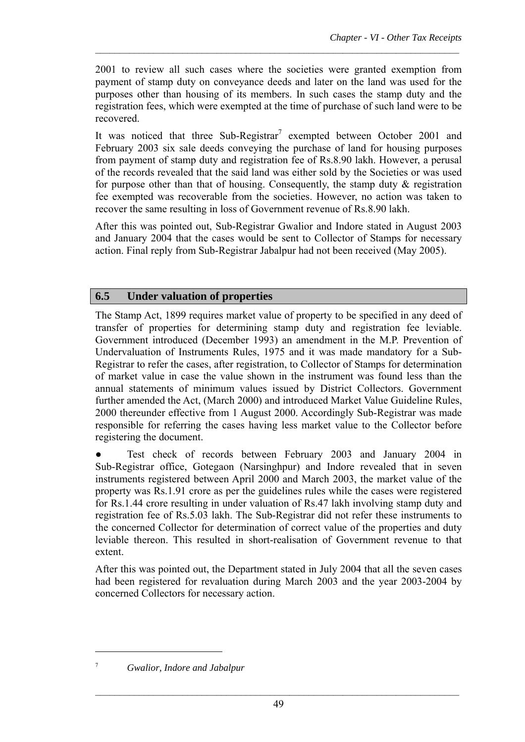2001 to review all such cases where the societies were granted exemption from payment of stamp duty on conveyance deeds and later on the land was used for the purposes other than housing of its members. In such cases the stamp duty and the registration fees, which were exempted at the time of purchase of such land were to be recovered.

It was noticed that three Sub-Registrar[7] exempted between October 2001 and February 2003 six sale deeds conveying the purchase of land for housing purposes from payment of stamp duty and registration fee of Rs.8.90 lakh. However, a perusal of the records revealed that the said land was either sold by the Societies or was used for purpose other than that of housing. Consequently, the stamp duty & registration fee exempted was recoverable from the societies. However, no action was taken to recover the same resulting in loss of Government revenue of Rs.8.90 lakh.

After this was pointed out, Sub-Registrar Gwalior and Indore stated in August 2003 and January 2004 that the cases would be sent to Collector of Stamps for necessary action. Final reply from Sub-Registrar Jabalpur had not been received (May 2005).

## 6.5 Under valuation of properties

The Stamp Act, 1899 requires market value of property to be specified in any deed of transfer of properties for determining stamp duty and registration fee leviable. Government introduced (December 1993) an amendment in the M.P. Prevention of Undervaluation of Instruments Rules, 1975 and it was made mandatory for a Sub-Registrar to refer the cases, after registration, to Collector of Stamps for determination of market value in case the value shown in the instrument was found less than the annual statements of minimum values issued by District Collectors. Government further amended the Act, (March 2000) and introduced Market Value Guideline Rules, 2000 thereunder effective from 1 August 2000. Accordingly Sub-Registrar was made responsible for referring the cases having less market value to the Collector before registering the document.

- Test check of records between February 2003 and January 2004 in Sub-Registrar office, Gotegaon (Narsinghpur) and Indore revealed that in seven instruments registered between April 2000 and March 2003, the market value of the property was Rs.1.91 crore as per the guidelines rules while the cases were registered for Rs.1.44 crore resulting in under valuation of Rs.47 lakh involving stamp duty and registration fee of Rs.5.03 lakh. The Sub-Registrar did not refer these instruments to the concerned Collector for determination of correct value of the properties and duty leviable thereon. This resulted in short-realisation of Government revenue to that extent.

After this was pointed out, the Department stated in July 2004 that all the seven cases had been registered for revaluation during March 2003 and the year 2003-2004 by concerned Collectors for necessary action.

---

[7] *Gwalior, Indore and Jabalpur*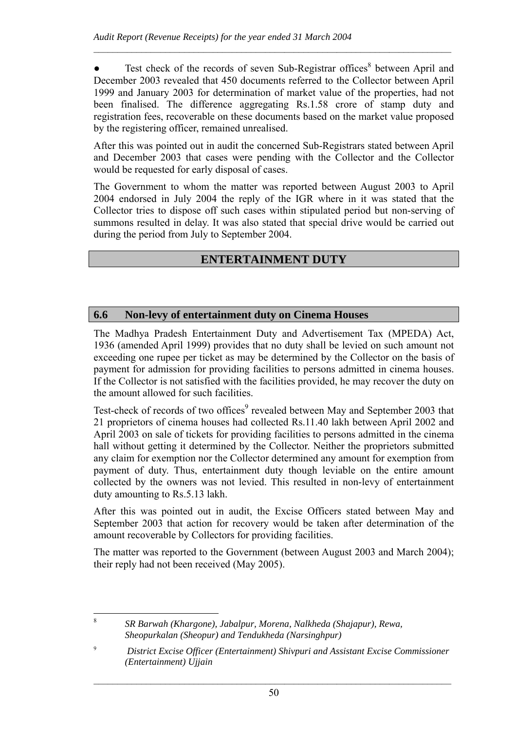- Test check of the records of seven Sub-Registrar offices[8] between April and December 2003 revealed that 450 documents referred to the Collector between April 1999 and January 2003 for determination of market value of the properties, had not been finalised. The difference aggregating Rs.1.58 crore of stamp duty and registration fees, recoverable on these documents based on the market value proposed by the registering officer, remained unrealised.

After this was pointed out in audit the concerned Sub-Registrars stated between April and December 2003 that cases were pending with the Collector and the Collector would be requested for early disposal of cases.

The Government to whom the matter was reported between August 2003 to April 2004 endorsed in July 2004 the reply of the IGR where in it was stated that the Collector tries to dispose off such cases within stipulated period but non-serving of summons resulted in delay. It was also stated that special drive would be carried out during the period from July to September 2004.

## ENTERTAINMENT DUTY

### 6.6 Non-levy of entertainment duty on Cinema Houses

The Madhya Pradesh Entertainment Duty and Advertisement Tax (MPEDA) Act, 1936 (amended April 1999) provides that no duty shall be levied on such amount not exceeding one rupee per ticket as may be determined by the Collector on the basis of payment for admission for providing facilities to persons admitted in cinema houses. If the Collector is not satisfied with the facilities provided, he may recover the duty on the amount allowed for such facilities.

Test-check of records of two offices[9] revealed between May and September 2003 that 21 proprietors of cinema houses had collected Rs.11.40 lakh between April 2002 and April 2003 on sale of tickets for providing facilities to persons admitted in the cinema hall without getting it determined by the Collector. Neither the proprietors submitted any claim for exemption nor the Collector determined any amount for exemption from payment of duty. Thus, entertainment duty though leviable on the entire amount collected by the owners was not levied. This resulted in non-levy of entertainment duty amounting to Rs.5.13 lakh.

After this was pointed out in audit, the Excise Officers stated between May and September 2003 that action for recovery would be taken after determination of the amount recoverable by Collectors for providing facilities.

The matter was reported to the Government (between August 2003 and March 2004); their reply had not been received (May 2005).

---

[8] *SR Barwah (Khargone), Jabalpur, Morena, Nalkheda (Shajapur), Rewa, Sheopurkalan (Sheopur) and Tendukheda (Narsinghpur)*

[9] *District Excise Officer (Entertainment) Shivpuri and Assistant Excise Commissioner (Entertainment) Ujjain*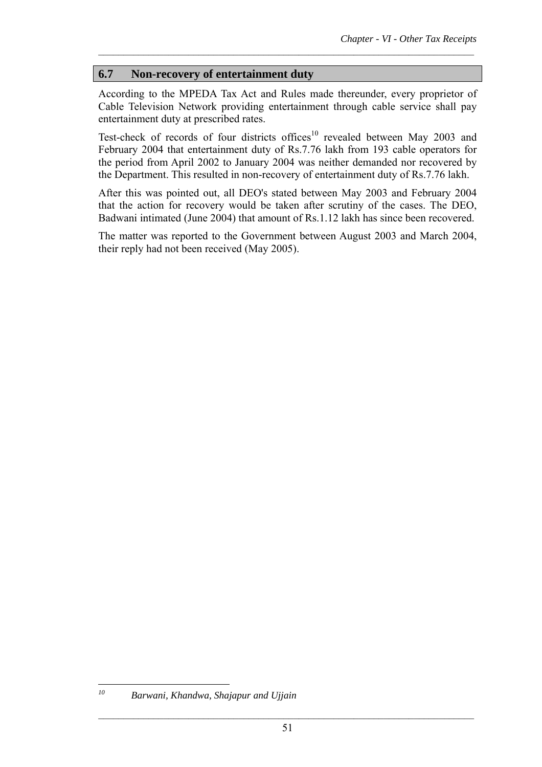## 6.7 Non-recovery of entertainment duty

According to the MPEDA Tax Act and Rules made thereunder, every proprietor of Cable Television Network providing entertainment through cable service shall pay entertainment duty at prescribed rates.

Test-check of records of four districts offices[10] revealed between May 2003 and February 2004 that entertainment duty of Rs.7.76 lakh from 193 cable operators for the period from April 2002 to January 2004 was neither demanded nor recovered by the Department. This resulted in non-recovery of entertainment duty of Rs.7.76 lakh.

After this was pointed out, all DEO's stated between May 2003 and February 2004 that the action for recovery would be taken after scrutiny of the cases. The DEO, Badwani intimated (June 2004) that amount of Rs.1.12 lakh has since been recovered.

The matter was reported to the Government between August 2003 and March 2004, their reply had not been received (May 2005).

---

[10] *Barwani, Khandwa, Shajapur and Ujjain*